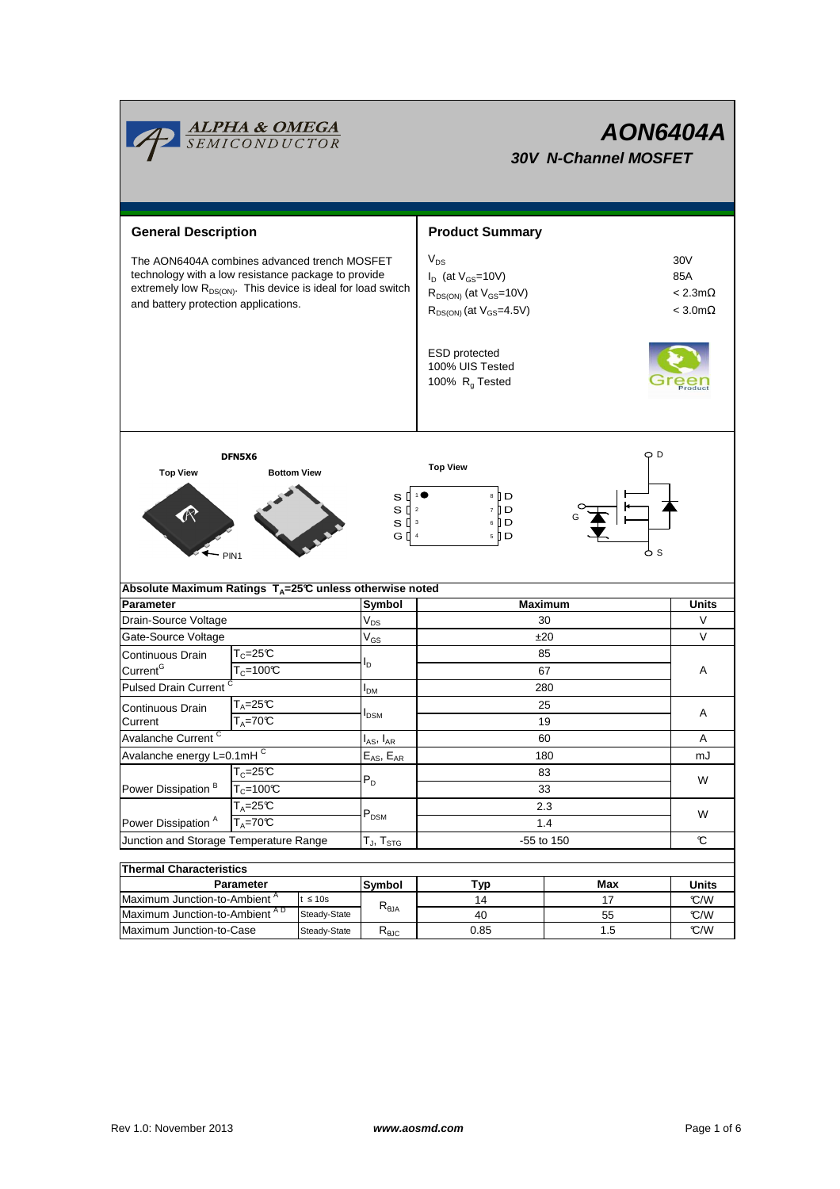# AON6404A

## 30V N-Channel MOSFET

## General Description

The AON6404A combines advanced trench MOSFET technology with a low resistance package to provide extremely low $R_{DS(ON)}$. This device is ideal for load switch and battery protection applications.

## Product Summary

| | |
|---|---|
| $V_{DS}$ | 30V |
| $I_D$ (at $V_{GS}$=10V) | 85A |
| $R_{DS(ON)}$ (at $V_{GS}$=10V) | < 2.3mΩ |
| $R_{DS(ON)}$ (at $V_{GS}$=4.5V) | < 3.0mΩ |

ESD protected
100% UIS Tested
100% $R_g$ Tested

DFN5X6

Top View | Bottom View | Top View

PIN1

S 1 | 8 D
S 2 | 7 D
S 3 | 6 D
G 4 | 5 D

D, G, S

## Absolute Maximum Ratings $T_A$=25°C unless otherwise noted

| Parameter | | Symbol | Maximum | Units |
|---|---|---|---|---|
| Drain-Source Voltage | | $V_{DS}$ | 30 | V |
| Gate-Source Voltage | | $V_{GS}$ | ±20 | V |
| Continuous Drain Current[G] | $T_C$=25°C | $I_D$ | 85 | A |
| | $T_C$=100°C | | 67 | |
| Pulsed Drain Current [C] | | $I_{DM}$ | 280 | |
| Continuous Drain Current | $T_A$=25°C | $I_{DSM}$ | 25 | A |
| | $T_A$=70°C | | 19 | |
| Avalanche Current [C] | | $I_{AS}$, $I_{AR}$ | 60 | A |
| Avalanche energy L=0.1mH [C] | | $E_{AS}$, $E_{AR}$ | 180 | mJ |
| Power Dissipation [B] | $T_C$=25°C | $P_D$ | 83 | W |
| | $T_C$=100°C | | 33 | |
| Power Dissipation [A] | $T_A$=25°C | $P_{DSM}$ | 2.3 | W |
| | $T_A$=70°C | | 1.4 | |
| Junction and Storage Temperature Range | | $T_J$, $T_{STG}$ | -55 to 150 | °C |

## Thermal Characteristics

| Parameter | | Symbol | Typ | Max | Units |
|---|---|---|---|---|---|
| Maximum Junction-to-Ambient [A] | t ≤ 10s | $R_{\theta JA}$ | 14 | 17 | °C/W |
| Maximum Junction-to-Ambient [A D] | Steady-State | | 40 | 55 | °C/W |
| Maximum Junction-to-Case | Steady-State | $R_{\theta JC}$ | 0.85 | 1.5 | °C/W |

Rev 1.0: November 2013 | www.aosmd.com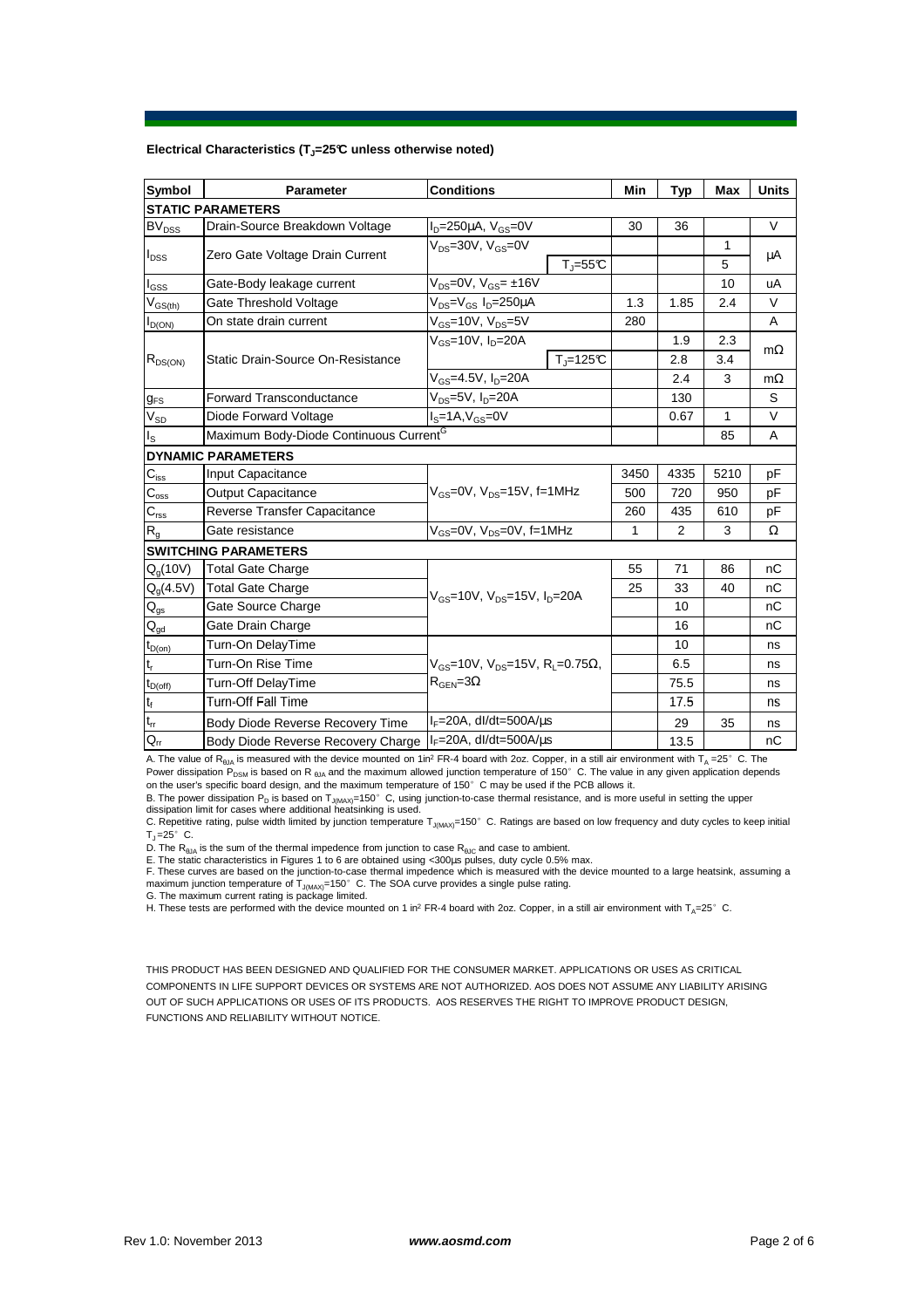### Electrical Characteristics ($T_J$=25°C unless otherwise noted)

| Symbol | Parameter | Conditions | | Min | Typ | Max | Units |
|---|---|---|---|---|---|---|---|
| **STATIC PARAMETERS** | | | | | | | |
| $BV_{DSS}$ | Drain-Source Breakdown Voltage | $I_D$=250µA, $V_{GS}$=0V | | 30 | 36 | | V |
| $I_{DSS}$ | Zero Gate Voltage Drain Current | $V_{DS}$=30V, $V_{GS}$=0V | | | | 1 | µA |
| | | | $T_J$=55°C | | | 5 | |
| $I_{GSS}$ | Gate-Body leakage current | $V_{DS}$=0V, $V_{GS}$= ±16V | | | | 10 | uA |
| $V_{GS(th)}$ | Gate Threshold Voltage | $V_{DS}$=$V_{GS}$ $I_D$=250µA | | 1.3 | 1.85 | 2.4 | V |
| $I_{D(ON)}$ | On state drain current | $V_{GS}$=10V, $V_{DS}$=5V | | 280 | | | A |
| $R_{DS(ON)}$ | Static Drain-Source On-Resistance | $V_{GS}$=10V, $I_D$=20A | | | 1.9 | 2.3 | mΩ |
| | | | $T_J$=125°C | | 2.8 | 3.4 | |
| | | $V_{GS}$=4.5V, $I_D$=20A | | | 2.4 | 3 | mΩ |
| $g_{FS}$ | Forward Transconductance | $V_{DS}$=5V, $I_D$=20A | | | 130 | | S |
| $V_{SD}$ | Diode Forward Voltage | $I_S$=1A,$V_{GS}$=0V | | | 0.67 | 1 | V |
| $I_S$ | Maximum Body-Diode Continuous Current[G] | | | | | 85 | A |
| **DYNAMIC PARAMETERS** | | | | | | | |
| $C_{iss}$ | Input Capacitance | $V_{GS}$=0V, $V_{DS}$=15V, f=1MHz | | 3450 | 4335 | 5210 | pF |
| $C_{oss}$ | Output Capacitance | | | 500 | 720 | 950 | pF |
| $C_{rss}$ | Reverse Transfer Capacitance | | | 260 | 435 | 610 | pF |
| $R_g$ | Gate resistance | $V_{GS}$=0V, $V_{DS}$=0V, f=1MHz | | 1 | 2 | 3 | Ω |
| **SWITCHING PARAMETERS** | | | | | | | |
| $Q_g$(10V) | Total Gate Charge | $V_{GS}$=10V, $V_{DS}$=15V, $I_D$=20A | | 55 | 71 | 86 | nC |
| $Q_g$(4.5V) | Total Gate Charge | | | 25 | 33 | 40 | nC |
| $Q_{gs}$ | Gate Source Charge | | | | 10 | | nC |
| $Q_{gd}$ | Gate Drain Charge | | | | 16 | | nC |
| $t_{D(on)}$ | Turn-On DelayTime | $V_{GS}$=10V, $V_{DS}$=15V, $R_L$=0.75Ω, $R_{GEN}$=3Ω | | | 10 | | ns |
| $t_r$ | Turn-On Rise Time | | | | 6.5 | | ns |
| $t_{D(off)}$ | Turn-Off DelayTime | | | | 75.5 | | ns |
| $t_f$ | Turn-Off Fall Time | | | | 17.5 | | ns |
| $t_{rr}$ | Body Diode Reverse Recovery Time | $I_F$=20A, dI/dt=500A/µs | | | 29 | 35 | ns |
| $Q_{rr}$ | Body Diode Reverse Recovery Charge | $I_F$=20A, dI/dt=500A/µs | | | 13.5 | | nC |

A. The value of $R_{\theta JA}$ is measured with the device mounted on 1in² FR-4 board with 2oz. Copper, in a still air environment with $T_A$ =25° C. The Power dissipation $P_{DSM}$ is based on $R_{\theta JA}$ and the maximum allowed junction temperature of 150° C. The value in any given application depends on the user's specific board design, and the maximum temperature of 150° C may be used if the PCB allows it.

B. The power dissipation $P_D$ is based on $T_{J(MAX)}$=150° C, using junction-to-case thermal resistance, and is more useful in setting the upper dissipation limit for cases where additional heatsinking is used.

C. Repetitive rating, pulse width limited by junction temperature $T_{J(MAX)}$=150° C. Ratings are based on low frequency and duty cycles to keep initial $T_J$=25° C.

D. The $R_{\theta JA}$ is the sum of the thermal impedence from junction to case $R_{\theta JC}$ and case to ambient.

E. The static characteristics in Figures 1 to 6 are obtained using <300µs pulses, duty cycle 0.5% max.

F. These curves are based on the junction-to-case thermal impedence which is measured with the device mounted to a large heatsink, assuming a maximum junction temperature of $T_{J(MAX)}$=150° C. The SOA curve provides a single pulse rating.

G. The maximum current rating is package limited.

H. These tests are performed with the device mounted on 1 in² FR-4 board with 2oz. Copper, in a still air environment with $T_A$=25° C.

THIS PRODUCT HAS BEEN DESIGNED AND QUALIFIED FOR THE CONSUMER MARKET. APPLICATIONS OR USES AS CRITICAL COMPONENTS IN LIFE SUPPORT DEVICES OR SYSTEMS ARE NOT AUTHORIZED. AOS DOES NOT ASSUME ANY LIABILITY ARISING OUT OF SUCH APPLICATIONS OR USES OF ITS PRODUCTS. AOS RESERVES THE RIGHT TO IMPROVE PRODUCT DESIGN, FUNCTIONS AND RELIABILITY WITHOUT NOTICE.

Rev 1.0: November 2013 *www.aosmd.com*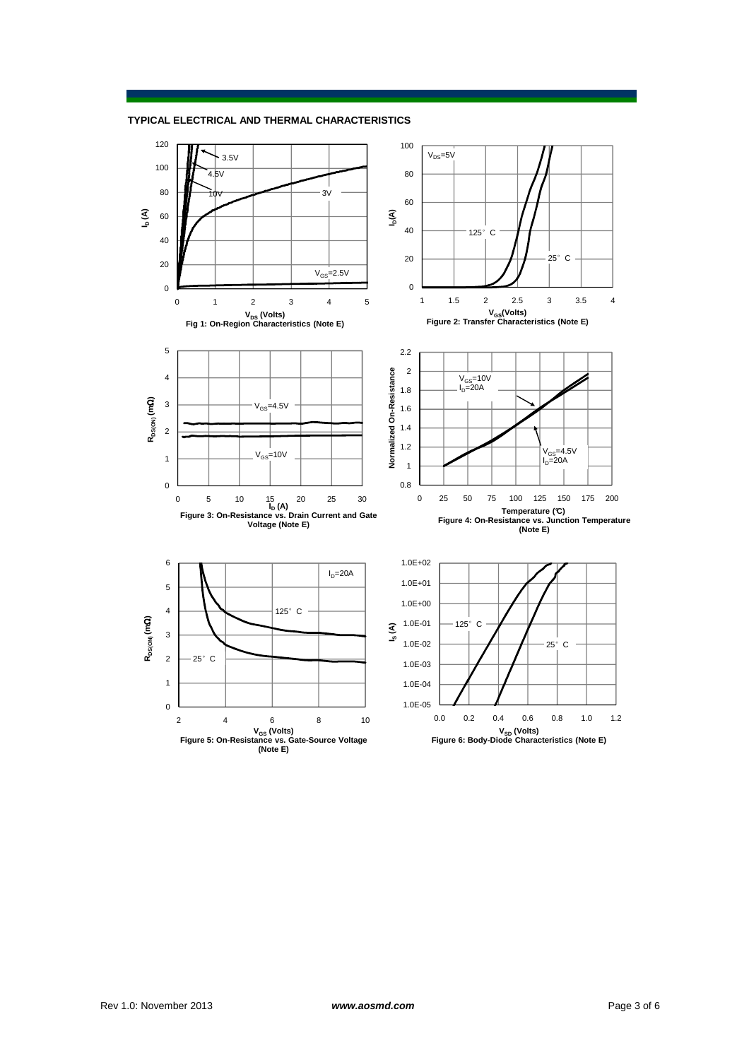## TYPICAL ELECTRICAL AND THERMAL CHARACTERISTICS

Fig 1: On-Region Characteristics (Note E)

Figure 2: Transfer Characteristics (Note E)

Figure 3: On-Resistance vs. Drain Current and Gate Voltage (Note E)

Figure 4: On-Resistance vs. Junction Temperature (Note E)

Figure 5: On-Resistance vs. Gate-Source Voltage (Note E)

Figure 6: Body-Diode Characteristics (Note E)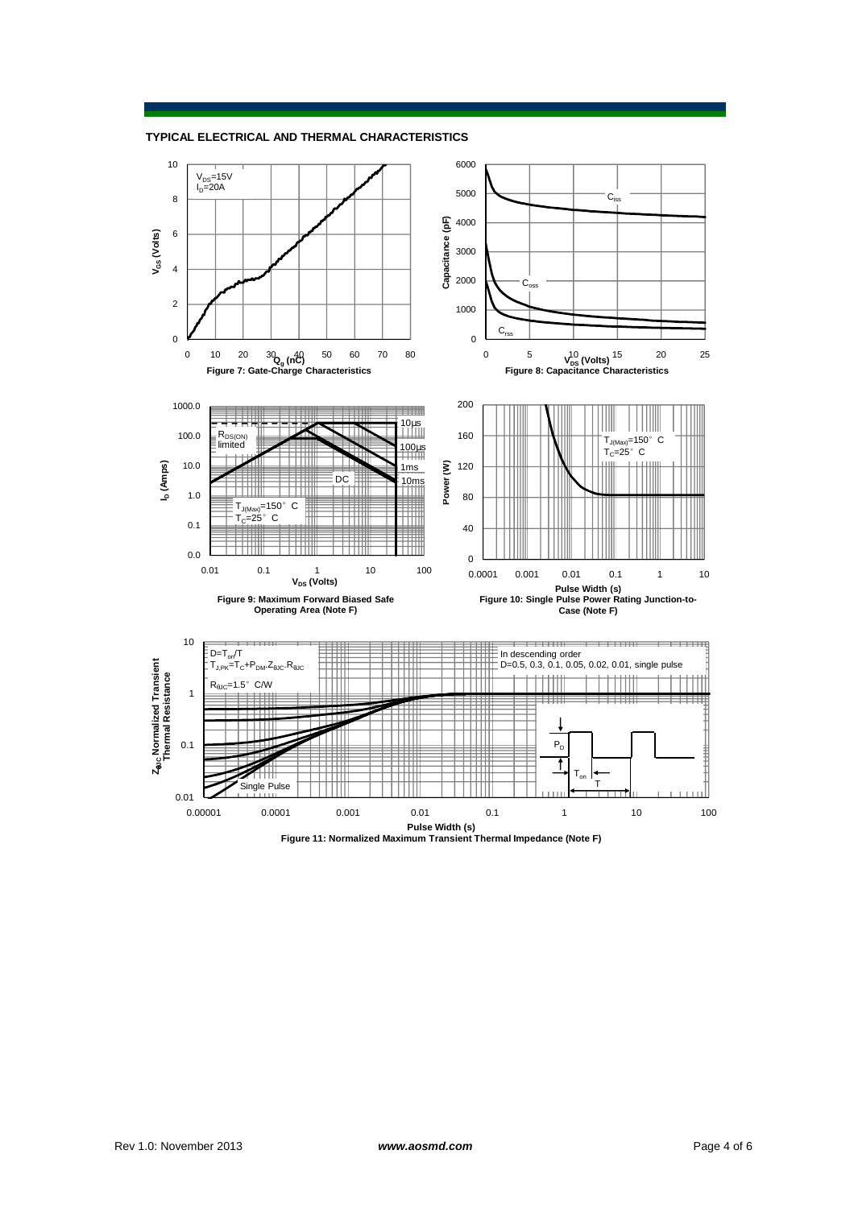## TYPICAL ELECTRICAL AND THERMAL CHARACTERISTICS

$V_{DS}$=15V
$I_D$=20A

$V_{GS}$ (Volts)

$Q_g$ (nC)

**Figure 7: Gate-Charge Characteristics**

$C_{iss}$

$C_{oss}$

$C_{rss}$

Capacitance (pF)

$V_{DS}$ (Volts)

**Figure 8: Capacitance Characteristics**

$R_{DS(ON)}$ limited

10µs

100µs

1ms

10ms

DC

$T_{J(Max)}$=150° C
$T_C$=25° C

$I_D$ (Amps)

$V_{DS}$ (Volts)

**Figure 9: Maximum Forward Biased Safe Operating Area (Note F)**

$T_{J(Max)}$=150° C
$T_C$=25° C

Power (W)

Pulse Width (s)

**Figure 10: Single Pulse Power Rating Junction-to-Case (Note F)**

D=$T_{on}$/T
$T_{J,PK}$=$T_C$+$P_{DM}$.$Z_{\theta JC}$.$R_{\theta JC}$

$R_{\theta JC}$=1.5° C/W

In descending order
D=0.5, 0.3, 0.1, 0.05, 0.02, 0.01, single pulse

Single Pulse

$P_D$

$T_{on}$

T

$Z_{\theta JC}$ Normalized Transient Thermal Resistance

Pulse Width (s)

**Figure 11: Normalized Maximum Transient Thermal Impedance (Note F)**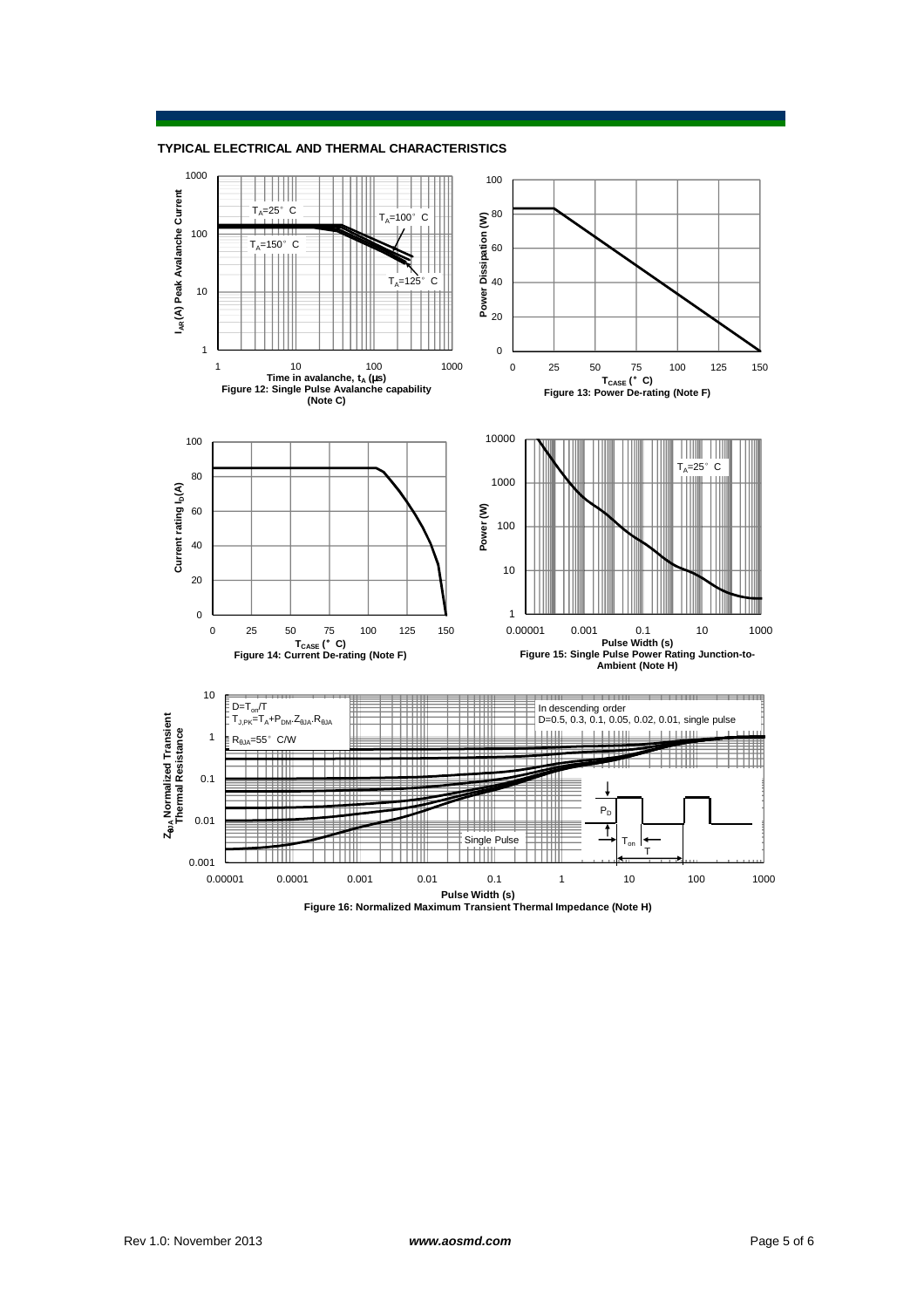## TYPICAL ELECTRICAL AND THERMAL CHARACTERISTICS

Figure 12: Single Pulse Avalanche capability (Note C)

Figure 13: Power De-rating (Note F)

Figure 14: Current De-rating (Note F)

Figure 15: Single Pulse Power Rating Junction-to-Ambient (Note H)

Figure 16: Normalized Maximum Transient Thermal Impedance (Note H)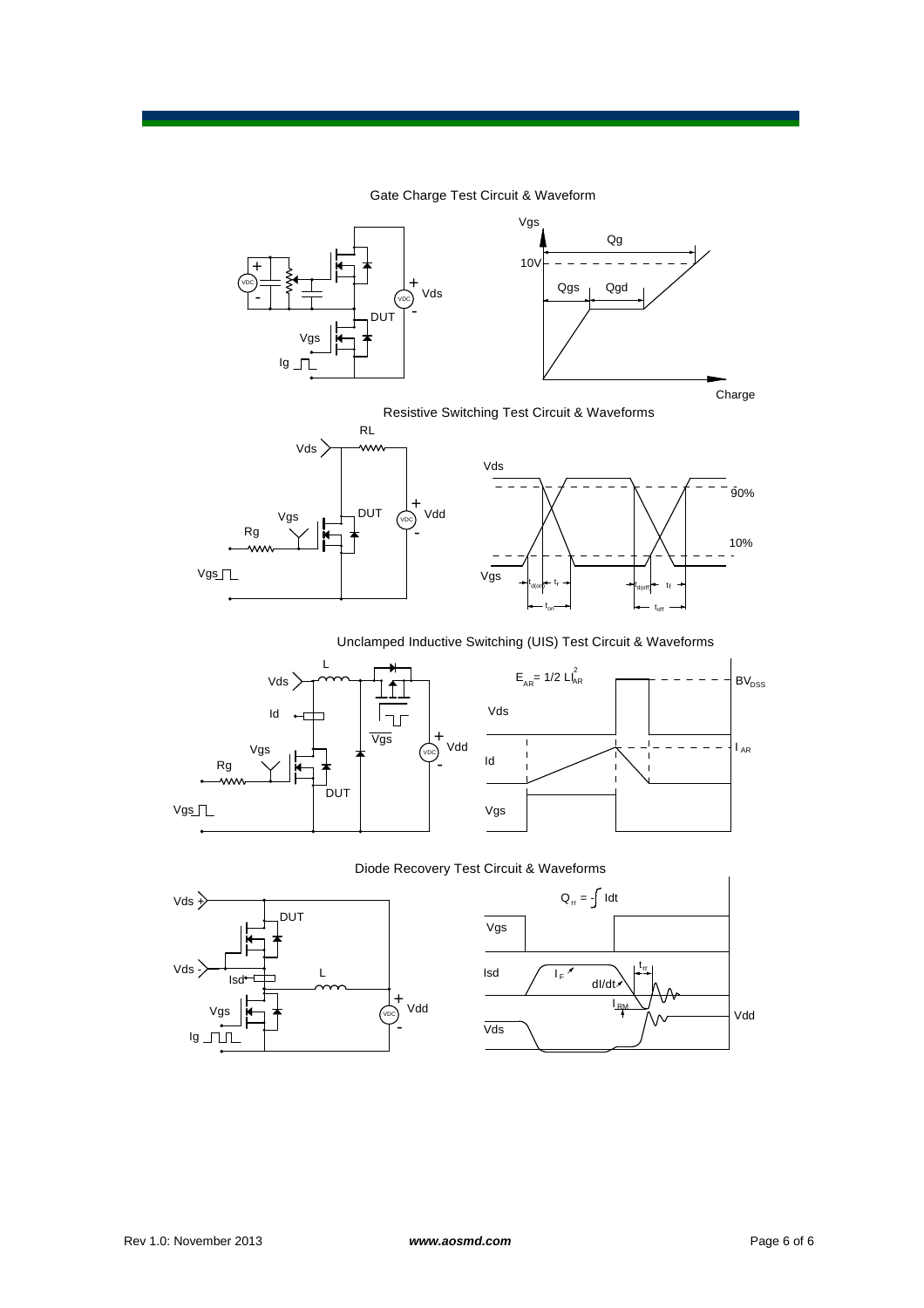## Gate Charge Test Circuit & Waveform

VDC
+
-
Vds
+
-
VDC
DUT
Vgs
Ig

Vgs
Qg
10V
Qgs
Qgd
Charge

## Resistive Switching Test Circuit & Waveforms

RL
Vds
Vgs
Rg
DUT
+
Vdd
-
VDC
Vgs

Vds
90%
10%
Vgs
$t_{d(on)}$
$t_r$
$t_{on}$
$t_{d(off)}$
$t_f$
$t_{off}$

## Unclamped Inductive Switching (UIS) Test Circuit & Waveforms

L
Vds
Id
Vgs
Rg
Vgs
DUT
+
Vdd
-
VDC
Vgs

$E_{AR} = 1/2\ LI_{AR}^2$
$BV_{DSS}$
Vds
Id
$I_{AR}$
Vgs

## Diode Recovery Test Circuit & Waveforms

Vds +
DUT
Vds -
Isd
L
Vgs
Ig
+
Vdd
-
VDC

$Q_{rr} = -\int Idt$
Vgs
Isd
$I_F$
dI/dt
$t_{rr}$
$I_{RM}$
Vds
Vdd